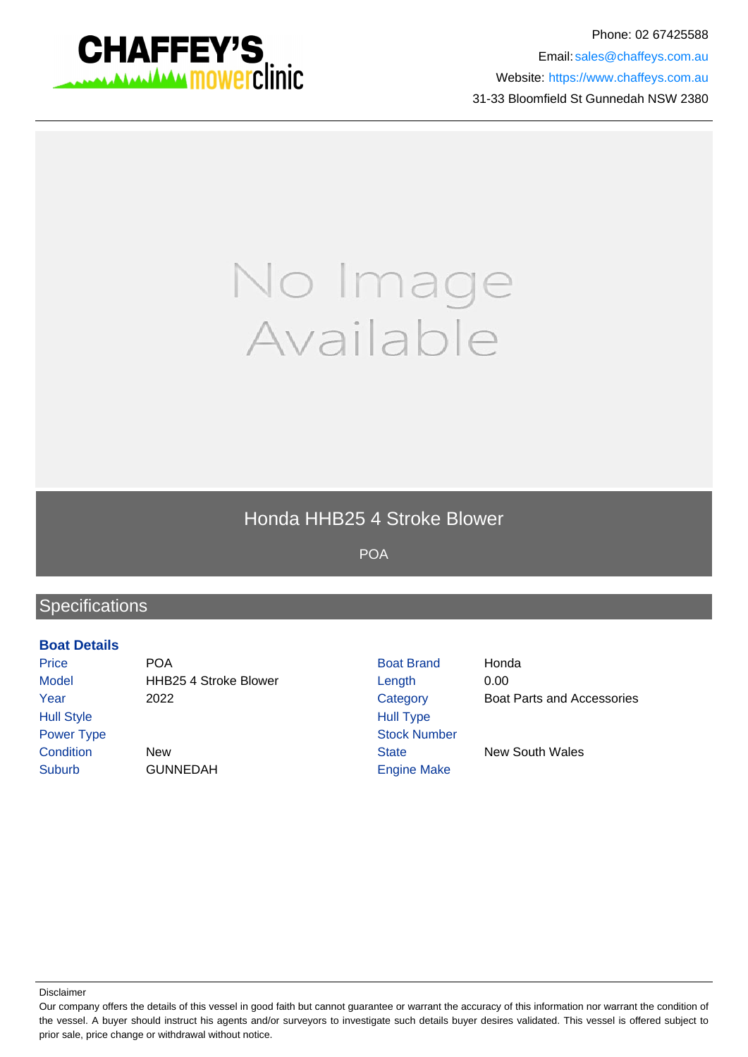CHAFFEY'S mowerclinic

Phone: 02 67425588
Email: sales@chaffeys.com.au
Website: https://www.chaffeys.com.au
31-33 Bloomfield St Gunnedah NSW 2380

No Image Available

# Honda HHB25 4 Stroke Blower

POA

## Specifications

### Boat Details

| | | | |
|---|---|---|---|
| Price | POA | Boat Brand | Honda |
| Model | HHB25 4 Stroke Blower | Length | 0.00 |
| Year | 2022 | Category | Boat Parts and Accessories |
| Hull Style | | Hull Type | |
| Power Type | | Stock Number | |
| Condition | New | State | New South Wales |
| Suburb | GUNNEDAH | Engine Make | |

Disclaimer

Our company offers the details of this vessel in good faith but cannot guarantee or warrant the accuracy of this information nor warrant the condition of the vessel. A buyer should instruct his agents and/or surveyors to investigate such details buyer desires validated. This vessel is offered subject to prior sale, price change or withdrawal without notice.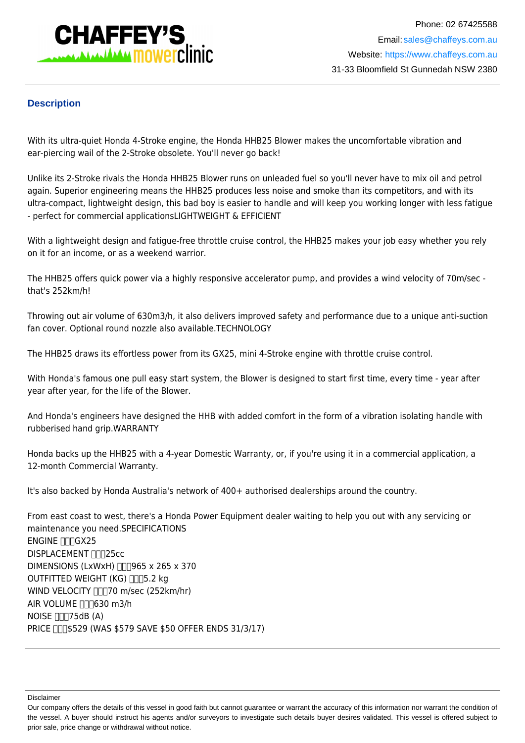Phone: 02 67425588
Email: sales@chaffeys.com.au
Website: https://www.chaffeys.com.au
31-33 Bloomfield St Gunnedah NSW 2380

## Description

With its ultra-quiet Honda 4-Stroke engine, the Honda HHB25 Blower makes the uncomfortable vibration and ear-piercing wail of the 2-Stroke obsolete. You'll never go back!

Unlike its 2-Stroke rivals the Honda HHB25 Blower runs on unleaded fuel so you'll never have to mix oil and petrol again. Superior engineering means the HHB25 produces less noise and smoke than its competitors, and with its ultra-compact, lightweight design, this bad boy is easier to handle and will keep you working longer with less fatigue - perfect for commercial applicationsLIGHTWEIGHT & EFFICIENT

With a lightweight design and fatigue-free throttle cruise control, the HHB25 makes your job easy whether you rely on it for an income, or as a weekend warrior.

The HHB25 offers quick power via a highly responsive accelerator pump, and provides a wind velocity of 70m/sec - that's 252km/h!

Throwing out air volume of 630m3/h, it also delivers improved safety and performance due to a unique anti-suction fan cover. Optional round nozzle also available.TECHNOLOGY

The HHB25 draws its effortless power from its GX25, mini 4-Stroke engine with throttle cruise control.

With Honda's famous one pull easy start system, the Blower is designed to start first time, every time - year after year after year, for the life of the Blower.

And Honda's engineers have designed the HHB with added comfort in the form of a vibration isolating handle with rubberised hand grip.WARRANTY

Honda backs up the HHB25 with a 4-year Domestic Warranty, or, if you're using it in a commercial application, a 12-month Commercial Warranty.

It's also backed by Honda Australia's network of 400+ authorised dealerships around the country.

From east coast to west, there's a Honda Power Equipment dealer waiting to help you out with any servicing or maintenance you need.SPECIFICATIONS
ENGINE GX25
DISPLACEMENT 25cc
DIMENSIONS (LxWxH) 965 x 265 x 370
OUTFITTED WEIGHT (KG) 5.2 kg
WIND VELOCITY 70 m/sec (252km/hr)
AIR VOLUME 630 m3/h
NOISE 75dB (A)
PRICE $529 (WAS $579 SAVE $50 OFFER ENDS 31/3/17)

Disclaimer

Our company offers the details of this vessel in good faith but cannot guarantee or warrant the accuracy of this information nor warrant the condition of the vessel. A buyer should instruct his agents and/or surveyors to investigate such details buyer desires validated. This vessel is offered subject to prior sale, price change or withdrawal without notice.